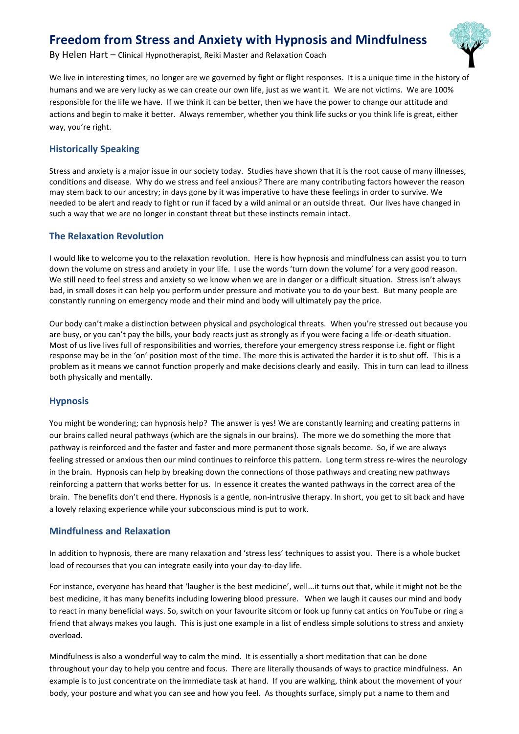# Freedom from Stress and Anxiety with Hypnosis and Mindfulness

By Helen Hart – Clinical Hypnotherapist, Reiki Master and Relaxation Coach

We live in interesting times, no longer are we governed by fight or flight responses. It is a unique time in the history of humans and we are very lucky as we can create our own life, just as we want it. We are not victims. We are 100% responsible for the life we have. If we think it can be better, then we have the power to change our attitude and actions and begin to make it better. Always remember, whether you think life sucks or you think life is great, either way, you're right.

## Historically Speaking

Stress and anxiety is a major issue in our society today. Studies have shown that it is the root cause of many illnesses, conditions and disease. Why do we stress and feel anxious? There are many contributing factors however the reason may stem back to our ancestry; in days gone by it was imperative to have these feelings in order to survive. We needed to be alert and ready to fight or run if faced by a wild animal or an outside threat. Our lives have changed in such a way that we are no longer in constant threat but these instincts remain intact.

## The Relaxation Revolution

I would like to welcome you to the relaxation revolution. Here is how hypnosis and mindfulness can assist you to turn down the volume on stress and anxiety in your life. I use the words 'turn down the volume' for a very good reason. We still need to feel stress and anxiety so we know when we are in danger or a difficult situation. Stress isn't always bad, in small doses it can help you perform under pressure and motivate you to do your best. But many people are constantly running on emergency mode and their mind and body will ultimately pay the price.

Our body can't make a distinction between physical and psychological threats. When you're stressed out because you are busy, or you can't pay the bills, your body reacts just as strongly as if you were facing a life-or-death situation. Most of us live lives full of responsibilities and worries, therefore your emergency stress response i.e. fight or flight response may be in the 'on' position most of the time. The more this is activated the harder it is to shut off. This is a problem as it means we cannot function properly and make decisions clearly and easily. This in turn can lead to illness both physically and mentally.

## Hypnosis

You might be wondering; can hypnosis help? The answer is yes! We are constantly learning and creating patterns in our brains called neural pathways (which are the signals in our brains). The more we do something the more that pathway is reinforced and the faster and faster and more permanent those signals become. So, if we are always feeling stressed or anxious then our mind continues to reinforce this pattern. Long term stress re-wires the neurology in the brain. Hypnosis can help by breaking down the connections of those pathways and creating new pathways reinforcing a pattern that works better for us. In essence it creates the wanted pathways in the correct area of the brain. The benefits don't end there. Hypnosis is a gentle, non-intrusive therapy. In short, you get to sit back and have a lovely relaxing experience while your subconscious mind is put to work.

## Mindfulness and Relaxation

In addition to hypnosis, there are many relaxation and 'stress less' techniques to assist you. There is a whole bucket load of recourses that you can integrate easily into your day-to-day life.

For instance, everyone has heard that 'laugher is the best medicine', well...it turns out that, while it might not be the best medicine, it has many benefits including lowering blood pressure. When we laugh it causes our mind and body to react in many beneficial ways. So, switch on your favourite sitcom or look up funny cat antics on YouTube or ring a friend that always makes you laugh. This is just one example in a list of endless simple solutions to stress and anxiety overload.

Mindfulness is also a wonderful way to calm the mind. It is essentially a short meditation that can be done throughout your day to help you centre and focus. There are literally thousands of ways to practice mindfulness. An example is to just concentrate on the immediate task at hand. If you are walking, think about the movement of your body, your posture and what you can see and how you feel. As thoughts surface, simply put a name to them and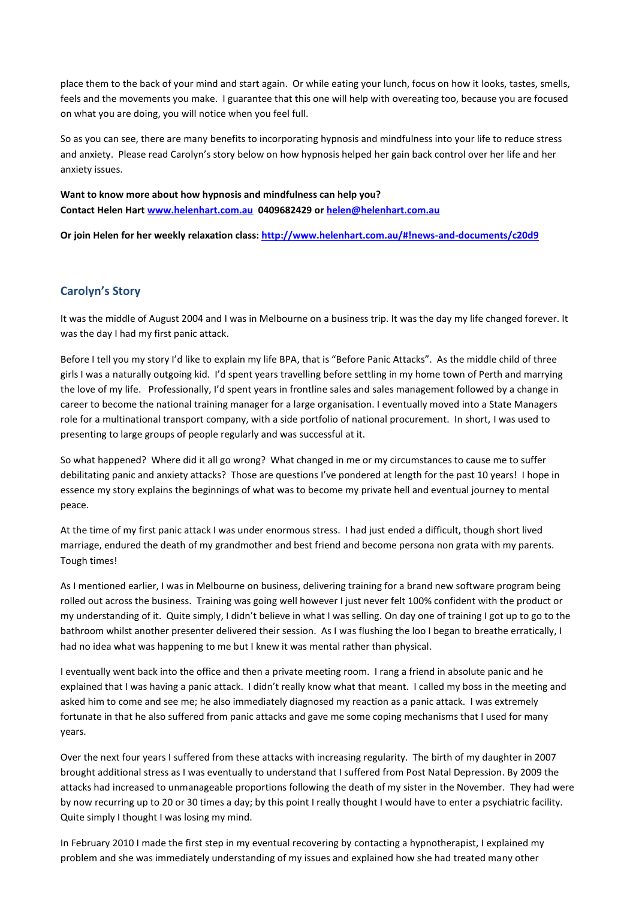place them to the back of your mind and start again. Or while eating your lunch, focus on how it looks, tastes, smells, feels and the movements you make. I guarantee that this one will help with overeating too, because you are focused on what you are doing, you will notice when you feel full.

So as you can see, there are many benefits to incorporating hypnosis and mindfulness into your life to reduce stress and anxiety. Please read Carolyn's story below on how hypnosis helped her gain back control over her life and her anxiety issues.

**Want to know more about how hypnosis and mindfulness can help you?**
**Contact Helen Hart [www.helenhart.com.au](http://www.helenhart.com.au) 0409682429 or [helen@helenhart.com.au](mailto:helen@helenhart.com.au)**

**Or join Helen for her weekly relaxation class: [http://www.helenhart.com.au/#!news-and-documents/c20d9](http://www.helenhart.com.au/#!news-and-documents/c20d9)**

## Carolyn's Story

It was the middle of August 2004 and I was in Melbourne on a business trip. It was the day my life changed forever. It was the day I had my first panic attack.

Before I tell you my story I'd like to explain my life BPA, that is "Before Panic Attacks". As the middle child of three girls I was a naturally outgoing kid. I'd spent years travelling before settling in my home town of Perth and marrying the love of my life. Professionally, I'd spent years in frontline sales and sales management followed by a change in career to become the national training manager for a large organisation. I eventually moved into a State Managers role for a multinational transport company, with a side portfolio of national procurement. In short, I was used to presenting to large groups of people regularly and was successful at it.

So what happened? Where did it all go wrong? What changed in me or my circumstances to cause me to suffer debilitating panic and anxiety attacks? Those are questions I've pondered at length for the past 10 years! I hope in essence my story explains the beginnings of what was to become my private hell and eventual journey to mental peace.

At the time of my first panic attack I was under enormous stress. I had just ended a difficult, though short lived marriage, endured the death of my grandmother and best friend and become persona non grata with my parents. Tough times!

As I mentioned earlier, I was in Melbourne on business, delivering training for a brand new software program being rolled out across the business. Training was going well however I just never felt 100% confident with the product or my understanding of it. Quite simply, I didn't believe in what I was selling. On day one of training I got up to go to the bathroom whilst another presenter delivered their session. As I was flushing the loo I began to breathe erratically, I had no idea what was happening to me but I knew it was mental rather than physical.

I eventually went back into the office and then a private meeting room. I rang a friend in absolute panic and he explained that I was having a panic attack. I didn't really know what that meant. I called my boss in the meeting and asked him to come and see me; he also immediately diagnosed my reaction as a panic attack. I was extremely fortunate in that he also suffered from panic attacks and gave me some coping mechanisms that I used for many years.

Over the next four years I suffered from these attacks with increasing regularity. The birth of my daughter in 2007 brought additional stress as I was eventually to understand that I suffered from Post Natal Depression. By 2009 the attacks had increased to unmanageable proportions following the death of my sister in the November. They had were by now recurring up to 20 or 30 times a day; by this point I really thought I would have to enter a psychiatric facility. Quite simply I thought I was losing my mind.

In February 2010 I made the first step in my eventual recovering by contacting a hypnotherapist, I explained my problem and she was immediately understanding of my issues and explained how she had treated many other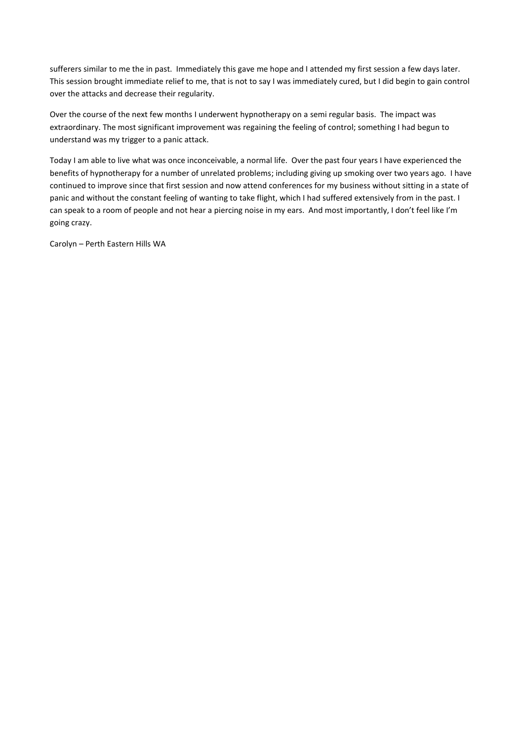sufferers similar to me the in past. Immediately this gave me hope and I attended my first session a few days later. This session brought immediate relief to me, that is not to say I was immediately cured, but I did begin to gain control over the attacks and decrease their regularity.

Over the course of the next few months I underwent hypnotherapy on a semi regular basis. The impact was extraordinary. The most significant improvement was regaining the feeling of control; something I had begun to understand was my trigger to a panic attack.

Today I am able to live what was once inconceivable, a normal life. Over the past four years I have experienced the benefits of hypnotherapy for a number of unrelated problems; including giving up smoking over two years ago. I have continued to improve since that first session and now attend conferences for my business without sitting in a state of panic and without the constant feeling of wanting to take flight, which I had suffered extensively from in the past. I can speak to a room of people and not hear a piercing noise in my ears. And most importantly, I don't feel like I'm going crazy.

Carolyn – Perth Eastern Hills WA